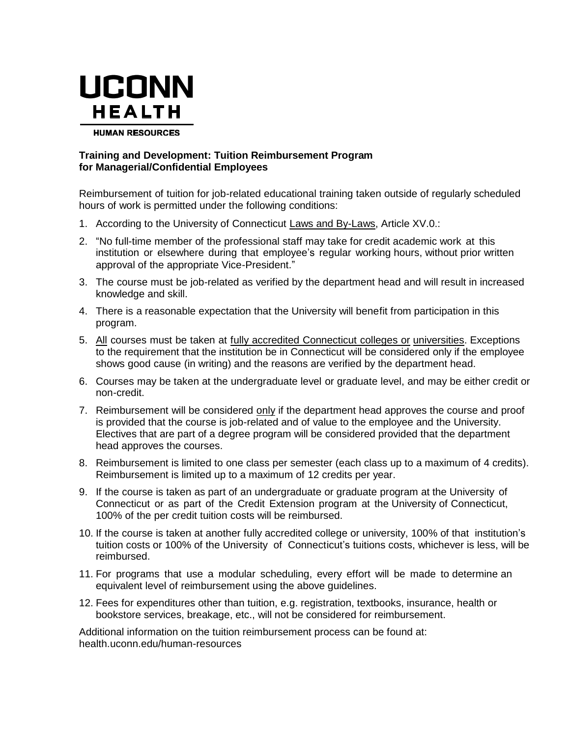# UCONN HEALTH

HUMAN RESOURCES

**Training and Development: Tuition Reimbursement Program for Managerial/Confidential Employees**

Reimbursement of tuition for job-related educational training taken outside of regularly scheduled hours of work is permitted under the following conditions:

1. According to the University of Connecticut Laws and By-Laws, Article XV.0.:
2. "No full-time member of the professional staff may take for credit academic work at this institution or elsewhere during that employee's regular working hours, without prior written approval of the appropriate Vice-President."
3. The course must be job-related as verified by the department head and will result in increased knowledge and skill.
4. There is a reasonable expectation that the University will benefit from participation in this program.
5. All courses must be taken at fully accredited Connecticut colleges or universities. Exceptions to the requirement that the institution be in Connecticut will be considered only if the employee shows good cause (in writing) and the reasons are verified by the department head.
6. Courses may be taken at the undergraduate level or graduate level, and may be either credit or non-credit.
7. Reimbursement will be considered only if the department head approves the course and proof is provided that the course is job-related and of value to the employee and the University. Electives that are part of a degree program will be considered provided that the department head approves the courses.
8. Reimbursement is limited to one class per semester (each class up to a maximum of 4 credits). Reimbursement is limited up to a maximum of 12 credits per year.
9. If the course is taken as part of an undergraduate or graduate program at the University of Connecticut or as part of the Credit Extension program at the University of Connecticut, 100% of the per credit tuition costs will be reimbursed.
10. If the course is taken at another fully accredited college or university, 100% of that institution's tuition costs or 100% of the University of Connecticut's tuitions costs, whichever is less, will be reimbursed.
11. For programs that use a modular scheduling, every effort will be made to determine an equivalent level of reimbursement using the above guidelines.
12. Fees for expenditures other than tuition, e.g. registration, textbooks, insurance, health or bookstore services, breakage, etc., will not be considered for reimbursement.

Additional information on the tuition reimbursement process can be found at: health.uconn.edu/human-resources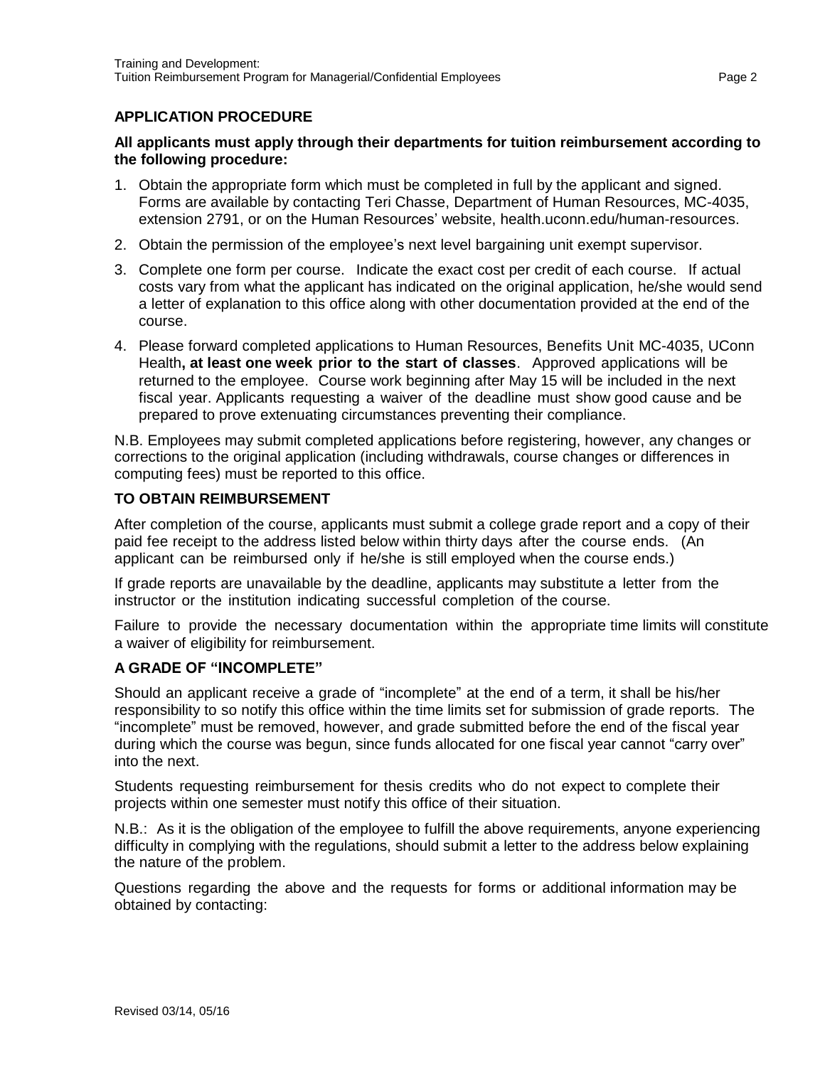## APPLICATION PROCEDURE

**All applicants must apply through their departments for tuition reimbursement according to the following procedure:**

1. Obtain the appropriate form which must be completed in full by the applicant and signed. Forms are available by contacting Teri Chasse, Department of Human Resources, MC-4035, extension 2791, or on the Human Resources' website, health.uconn.edu/human-resources.
2. Obtain the permission of the employee's next level bargaining unit exempt supervisor.
3. Complete one form per course. Indicate the exact cost per credit of each course. If actual costs vary from what the applicant has indicated on the original application, he/she would send a letter of explanation to this office along with other documentation provided at the end of the course.
4. Please forward completed applications to Human Resources, Benefits Unit MC-4035, UConn Health**, at least one week prior to the start of classes**. Approved applications will be returned to the employee. Course work beginning after May 15 will be included in the next fiscal year. Applicants requesting a waiver of the deadline must show good cause and be prepared to prove extenuating circumstances preventing their compliance.

N.B. Employees may submit completed applications before registering, however, any changes or corrections to the original application (including withdrawals, course changes or differences in computing fees) must be reported to this office.

## TO OBTAIN REIMBURSEMENT

After completion of the course, applicants must submit a college grade report and a copy of their paid fee receipt to the address listed below within thirty days after the course ends. (An applicant can be reimbursed only if he/she is still employed when the course ends.)

If grade reports are unavailable by the deadline, applicants may substitute a letter from the instructor or the institution indicating successful completion of the course.

Failure to provide the necessary documentation within the appropriate time limits will constitute a waiver of eligibility for reimbursement.

## A GRADE OF "INCOMPLETE"

Should an applicant receive a grade of "incomplete" at the end of a term, it shall be his/her responsibility to so notify this office within the time limits set for submission of grade reports. The "incomplete" must be removed, however, and grade submitted before the end of the fiscal year during which the course was begun, since funds allocated for one fiscal year cannot "carry over" into the next.

Students requesting reimbursement for thesis credits who do not expect to complete their projects within one semester must notify this office of their situation.

N.B.: As it is the obligation of the employee to fulfill the above requirements, anyone experiencing difficulty in complying with the regulations, should submit a letter to the address below explaining the nature of the problem.

Questions regarding the above and the requests for forms or additional information may be obtained by contacting:

Revised 03/14, 05/16